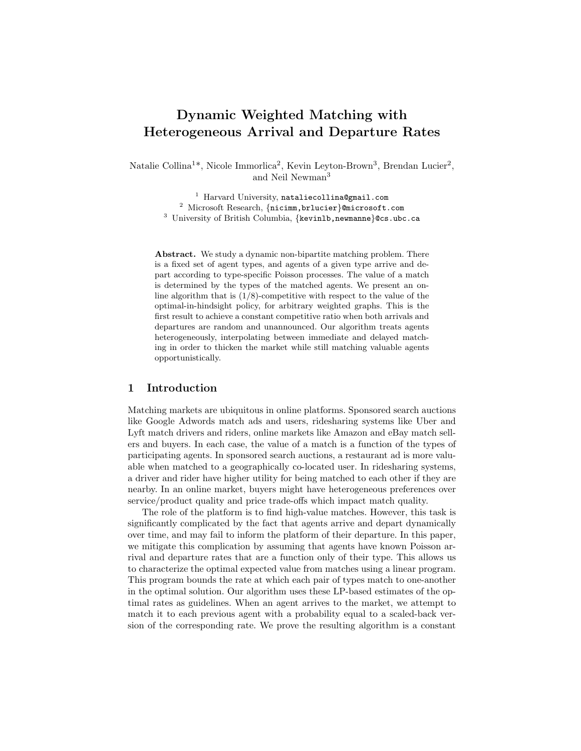# Dynamic Weighted Matching with Heterogeneous Arrival and Departure Rates

Natalie Collina[1]*, Nicole Immorlica[2], Kevin Leyton-Brown[3], Brendan Lucier[2], and Neil Newman[3]

[1] Harvard University, nataliecollina@gmail.com
[2] Microsoft Research, {nicimm,brlucier}@microsoft.com
[3] University of British Columbia, {kevinlb,newmanne}@cs.ubc.ca

**Abstract.** We study a dynamic non-bipartite matching problem. There is a fixed set of agent types, and agents of a given type arrive and depart according to type-specific Poisson processes. The value of a match is determined by the types of the matched agents. We present an online algorithm that is (1/8)-competitive with respect to the value of the optimal-in-hindsight policy, for arbitrary weighted graphs. This is the first result to achieve a constant competitive ratio when both arrivals and departures are random and unannounced. Our algorithm treats agents heterogeneously, interpolating between immediate and delayed matching in order to thicken the market while still matching valuable agents opportunistically.

## 1 Introduction

Matching markets are ubiquitous in online platforms. Sponsored search auctions like Google Adwords match ads and users, ridesharing systems like Uber and Lyft match drivers and riders, online markets like Amazon and eBay match sellers and buyers. In each case, the value of a match is a function of the types of participating agents. In sponsored search auctions, a restaurant ad is more valuable when matched to a geographically co-located user. In ridesharing systems, a driver and rider have higher utility for being matched to each other if they are nearby. In an online market, buyers might have heterogeneous preferences over service/product quality and price trade-offs which impact match quality.

The role of the platform is to find high-value matches. However, this task is significantly complicated by the fact that agents arrive and depart dynamically over time, and may fail to inform the platform of their departure. In this paper, we mitigate this complication by assuming that agents have known Poisson arrival and departure rates that are a function only of their type. This allows us to characterize the optimal expected value from matches using a linear program. This program bounds the rate at which each pair of types match to one-another in the optimal solution. Our algorithm uses these LP-based estimates of the optimal rates as guidelines. When an agent arrives to the market, we attempt to match it to each previous agent with a probability equal to a scaled-back version of the corresponding rate. We prove the resulting algorithm is a constant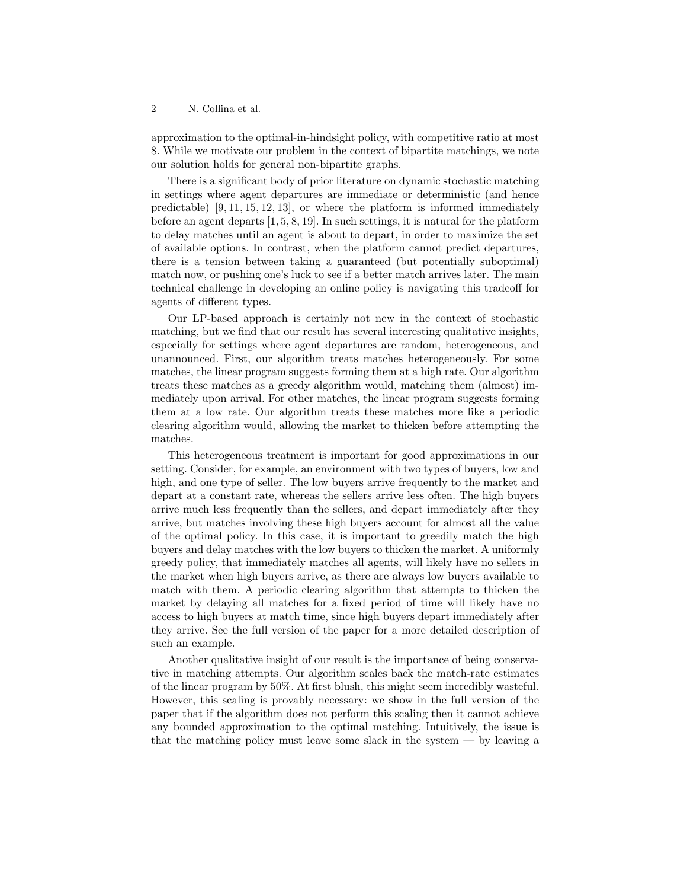approximation to the optimal-in-hindsight policy, with competitive ratio at most 8. While we motivate our problem in the context of bipartite matchings, we note our solution holds for general non-bipartite graphs.

There is a significant body of prior literature on dynamic stochastic matching in settings where agent departures are immediate or deterministic (and hence predictable) [9, 11, 15, 12, 13], or where the platform is informed immediately before an agent departs [1, 5, 8, 19]. In such settings, it is natural for the platform to delay matches until an agent is about to depart, in order to maximize the set of available options. In contrast, when the platform cannot predict departures, there is a tension between taking a guaranteed (but potentially suboptimal) match now, or pushing one's luck to see if a better match arrives later. The main technical challenge in developing an online policy is navigating this tradeoff for agents of different types.

Our LP-based approach is certainly not new in the context of stochastic matching, but we find that our result has several interesting qualitative insights, especially for settings where agent departures are random, heterogeneous, and unannounced. First, our algorithm treats matches heterogeneously. For some matches, the linear program suggests forming them at a high rate. Our algorithm treats these matches as a greedy algorithm would, matching them (almost) immediately upon arrival. For other matches, the linear program suggests forming them at a low rate. Our algorithm treats these matches more like a periodic clearing algorithm would, allowing the market to thicken before attempting the matches.

This heterogeneous treatment is important for good approximations in our setting. Consider, for example, an environment with two types of buyers, low and high, and one type of seller. The low buyers arrive frequently to the market and depart at a constant rate, whereas the sellers arrive less often. The high buyers arrive much less frequently than the sellers, and depart immediately after they arrive, but matches involving these high buyers account for almost all the value of the optimal policy. In this case, it is important to greedily match the high buyers and delay matches with the low buyers to thicken the market. A uniformly greedy policy, that immediately matches all agents, will likely have no sellers in the market when high buyers arrive, as there are always low buyers available to match with them. A periodic clearing algorithm that attempts to thicken the market by delaying all matches for a fixed period of time will likely have no access to high buyers at match time, since high buyers depart immediately after they arrive. See the full version of the paper for a more detailed description of such an example.

Another qualitative insight of our result is the importance of being conservative in matching attempts. Our algorithm scales back the match-rate estimates of the linear program by 50%. At first blush, this might seem incredibly wasteful. However, this scaling is provably necessary: we show in the full version of the paper that if the algorithm does not perform this scaling then it cannot achieve any bounded approximation to the optimal matching. Intuitively, the issue is that the matching policy must leave some slack in the system — by leaving a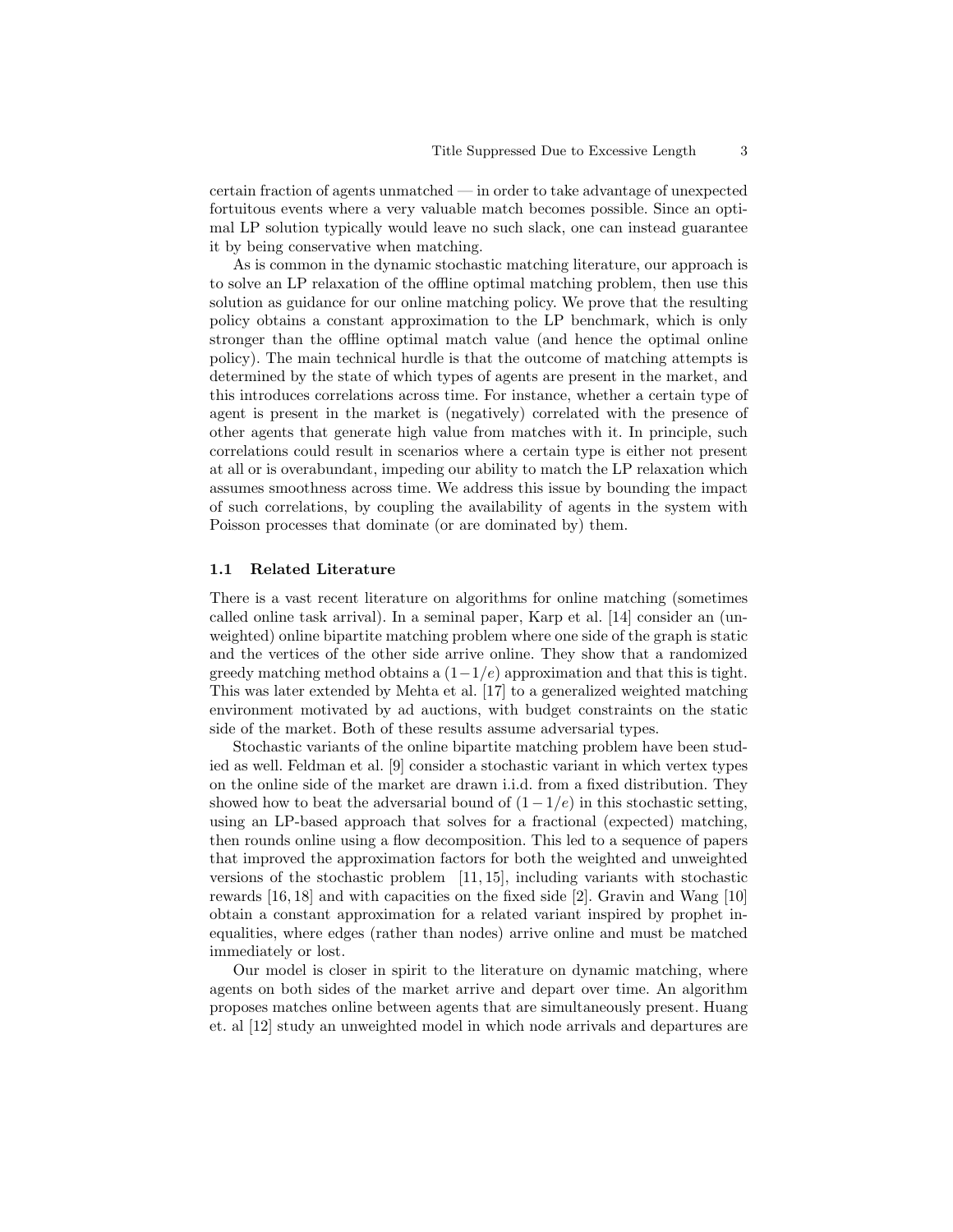certain fraction of agents unmatched — in order to take advantage of unexpected fortuitous events where a very valuable match becomes possible. Since an optimal LP solution typically would leave no such slack, one can instead guarantee it by being conservative when matching.

As is common in the dynamic stochastic matching literature, our approach is to solve an LP relaxation of the offline optimal matching problem, then use this solution as guidance for our online matching policy. We prove that the resulting policy obtains a constant approximation to the LP benchmark, which is only stronger than the offline optimal match value (and hence the optimal online policy). The main technical hurdle is that the outcome of matching attempts is determined by the state of which types of agents are present in the market, and this introduces correlations across time. For instance, whether a certain type of agent is present in the market is (negatively) correlated with the presence of other agents that generate high value from matches with it. In principle, such correlations could result in scenarios where a certain type is either not present at all or is overabundant, impeding our ability to match the LP relaxation which assumes smoothness across time. We address this issue by bounding the impact of such correlations, by coupling the availability of agents in the system with Poisson processes that dominate (or are dominated by) them.

### 1.1 Related Literature

There is a vast recent literature on algorithms for online matching (sometimes called online task arrival). In a seminal paper, Karp et al. [14] consider an (unweighted) online bipartite matching problem where one side of the graph is static and the vertices of the other side arrive online. They show that a randomized greedy matching method obtains a $(1-1/e)$ approximation and that this is tight. This was later extended by Mehta et al. [17] to a generalized weighted matching environment motivated by ad auctions, with budget constraints on the static side of the market. Both of these results assume adversarial types.

Stochastic variants of the online bipartite matching problem have been studied as well. Feldman et al. [9] consider a stochastic variant in which vertex types on the online side of the market are drawn i.i.d. from a fixed distribution. They showed how to beat the adversarial bound of $(1-1/e)$ in this stochastic setting, using an LP-based approach that solves for a fractional (expected) matching, then rounds online using a flow decomposition. This led to a sequence of papers that improved the approximation factors for both the weighted and unweighted versions of the stochastic problem [11, 15], including variants with stochastic rewards [16, 18] and with capacities on the fixed side [2]. Gravin and Wang [10] obtain a constant approximation for a related variant inspired by prophet inequalities, where edges (rather than nodes) arrive online and must be matched immediately or lost.

Our model is closer in spirit to the literature on dynamic matching, where agents on both sides of the market arrive and depart over time. An algorithm proposes matches online between agents that are simultaneously present. Huang et. al [12] study an unweighted model in which node arrivals and departures are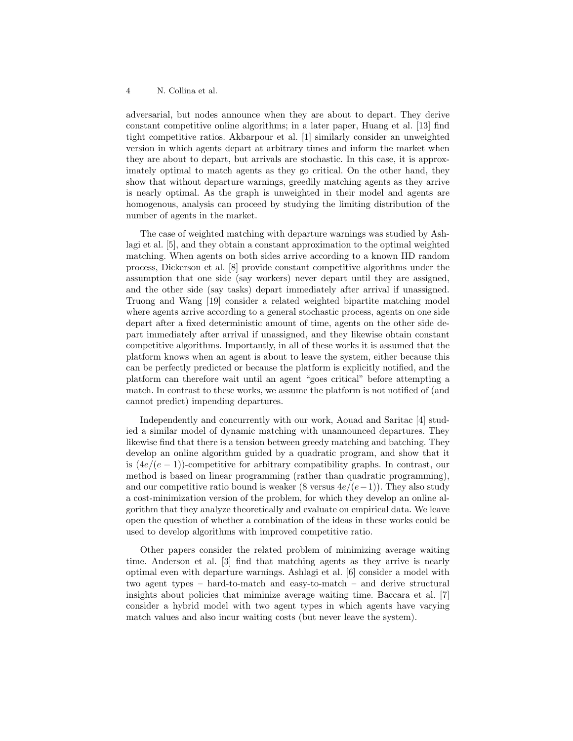adversarial, but nodes announce when they are about to depart. They derive constant competitive online algorithms; in a later paper, Huang et al. [13] find tight competitive ratios. Akbarpour et al. [1] similarly consider an unweighted version in which agents depart at arbitrary times and inform the market when they are about to depart, but arrivals are stochastic. In this case, it is approximately optimal to match agents as they go critical. On the other hand, they show that without departure warnings, greedily matching agents as they arrive is nearly optimal. As the graph is unweighted in their model and agents are homogenous, analysis can proceed by studying the limiting distribution of the number of agents in the market.

The case of weighted matching with departure warnings was studied by Ashlagi et al. [5], and they obtain a constant approximation to the optimal weighted matching. When agents on both sides arrive according to a known IID random process, Dickerson et al. [8] provide constant competitive algorithms under the assumption that one side (say workers) never depart until they are assigned, and the other side (say tasks) depart immediately after arrival if unassigned. Truong and Wang [19] consider a related weighted bipartite matching model where agents arrive according to a general stochastic process, agents on one side depart after a fixed deterministic amount of time, agents on the other side depart immediately after arrival if unassigned, and they likewise obtain constant competitive algorithms. Importantly, in all of these works it is assumed that the platform knows when an agent is about to leave the system, either because this can be perfectly predicted or because the platform is explicitly notified, and the platform can therefore wait until an agent "goes critical" before attempting a match. In contrast to these works, we assume the platform is not notified of (and cannot predict) impending departures.

Independently and concurrently with our work, Aouad and Saritac [4] studied a similar model of dynamic matching with unannounced departures. They likewise find that there is a tension between greedy matching and batching. They develop an online algorithm guided by a quadratic program, and show that it is $(4e/(e-1))$-competitive for arbitrary compatibility graphs. In contrast, our method is based on linear programming (rather than quadratic programming), and our competitive ratio bound is weaker (8 versus $4e/(e-1)$). They also study a cost-minimization version of the problem, for which they develop an online algorithm that they analyze theoretically and evaluate on empirical data. We leave open the question of whether a combination of the ideas in these works could be used to develop algorithms with improved competitive ratio.

Other papers consider the related problem of minimizing average waiting time. Anderson et al. [3] find that matching agents as they arrive is nearly optimal even with departure warnings. Ashlagi et al. [6] consider a model with two agent types – hard-to-match and easy-to-match – and derive structural insights about policies that miminize average waiting time. Baccara et al. [7] consider a hybrid model with two agent types in which agents have varying match values and also incur waiting costs (but never leave the system).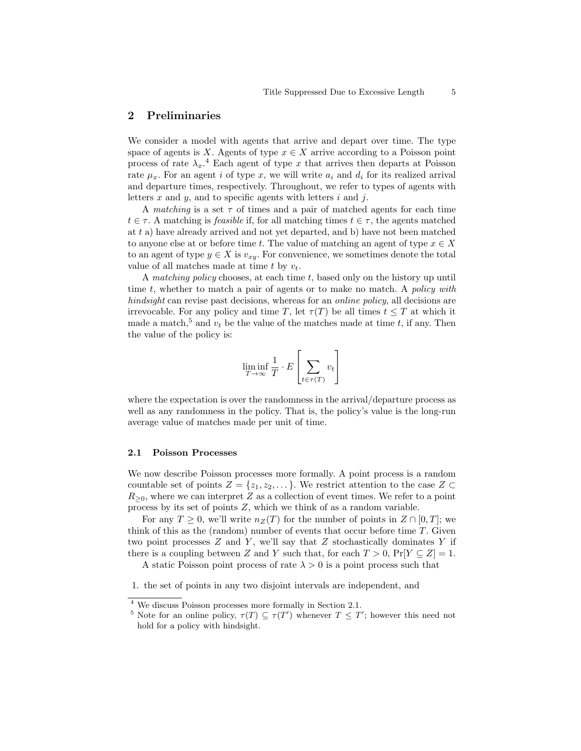## 2 Preliminaries

We consider a model with agents that arrive and depart over time. The type space of agents is $X$. Agents of type $x \in X$ arrive according to a Poisson point process of rate $\lambda_x$.[4] Each agent of type $x$ that arrives then departs at Poisson rate $\mu_x$. For an agent $i$ of type $x$, we will write $a_i$ and $d_i$ for its realized arrival and departure times, respectively. Throughout, we refer to types of agents with letters $x$ and $y$, and to specific agents with letters $i$ and $j$.

A *matching* is a set $\tau$ of times and a pair of matched agents for each time $t \in \tau$. A matching is *feasible* if, for all matching times $t \in \tau$, the agents matched at $t$ a) have already arrived and not yet departed, and b) have not been matched to anyone else at or before time $t$. The value of matching an agent of type $x \in X$ to an agent of type $y \in X$ is $v_{xy}$. For convenience, we sometimes denote the total value of all matches made at time $t$ by $v_t$.

A *matching policy* chooses, at each time $t$, based only on the history up until time $t$, whether to match a pair of agents or to make no match. A *policy with hindsight* can revise past decisions, whereas for an *online policy*, all decisions are irrevocable. For any policy and time $T$, let $\tau(T)$ be all times $t \leq T$ at which it made a match,[5] and $v_t$ be the value of the matches made at time $t$, if any. Then the value of the policy is:

$$\liminf_{T \to \infty} \frac{1}{T} \cdot E\left[\sum_{t \in \tau(T)} v_t\right]$$

where the expectation is over the randomness in the arrival/departure process as well as any randomness in the policy. That is, the policy's value is the long-run average value of matches made per unit of time.

### 2.1 Poisson Processes

We now describe Poisson processes more formally. A point process is a random countable set of points $Z = \{z_1, z_2, \dots\}$. We restrict attention to the case $Z \subset R_{\geq 0}$, where we can interpret $Z$ as a collection of event times. We refer to a point process by its set of points $Z$, which we think of as a random variable.

For any $T \geq 0$, we'll write $n_Z(T)$ for the number of points in $Z \cap [0, T]$; we think of this as the (random) number of events that occur before time $T$. Given two point processes $Z$ and $Y$, we'll say that $Z$ stochastically dominates $Y$ if there is a coupling between $Z$ and $Y$ such that, for each $T > 0$, $\Pr[Y \subseteq Z] = 1$.

A static Poisson point process of rate $\lambda > 0$ is a point process such that

1. the set of points in any two disjoint intervals are independent, and

---

[4] We discuss Poisson processes more formally in Section 2.1.

[5] Note for an online policy, $\tau(T) \subseteq \tau(T')$ whenever $T \leq T'$; however this need not hold for a policy with hindsight.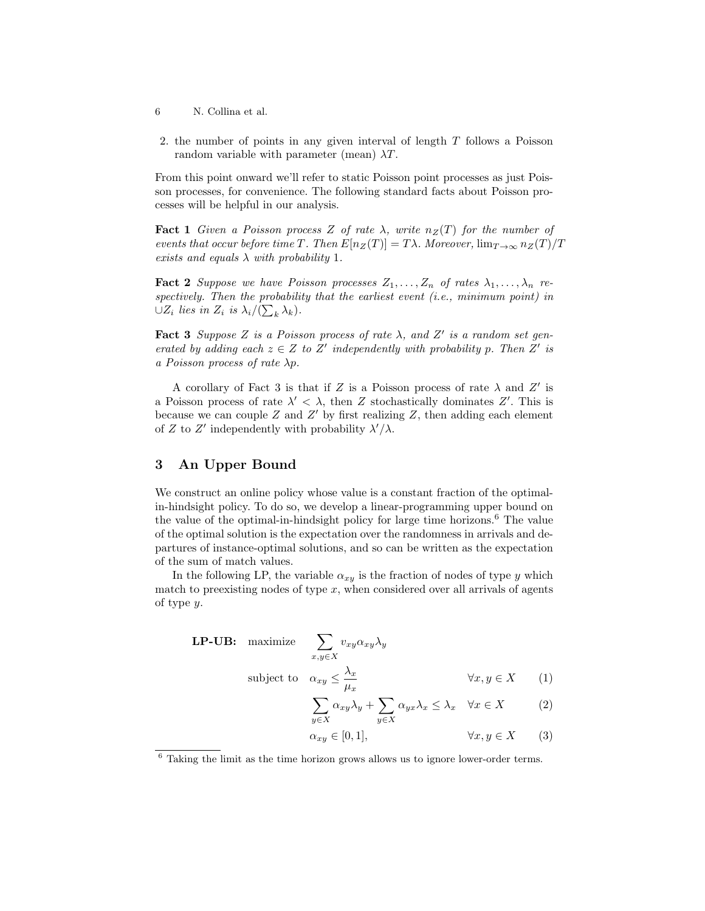2. the number of points in any given interval of length $T$ follows a Poisson random variable with parameter (mean) $\lambda T$.

From this point onward we'll refer to static Poisson point processes as just Poisson processes, for convenience. The following standard facts about Poisson processes will be helpful in our analysis.

**Fact 1** *Given a Poisson process $Z$ of rate $\lambda$, write $n_Z(T)$ for the number of events that occur before time $T$. Then $E[n_Z(T)] = T\lambda$. Moreover, $\lim_{T\to\infty} n_Z(T)/T$ exists and equals $\lambda$ with probability 1.*

**Fact 2** *Suppose we have Poisson processes $Z_1, \ldots, Z_n$ of rates $\lambda_1, \ldots, \lambda_n$ respectively. Then the probability that the earliest event (i.e., minimum point) in $\cup Z_i$ lies in $Z_i$ is $\lambda_i/(\sum_k \lambda_k)$.*

**Fact 3** *Suppose $Z$ is a Poisson process of rate $\lambda$, and $Z'$ is a random set generated by adding each $z \in Z$ to $Z'$ independently with probability $p$. Then $Z'$ is a Poisson process of rate $\lambda p$.*

A corollary of Fact 3 is that if $Z$ is a Poisson process of rate $\lambda$ and $Z'$ is a Poisson process of rate $\lambda' < \lambda$, then $Z$ stochastically dominates $Z'$. This is because we can couple $Z$ and $Z'$ by first realizing $Z$, then adding each element of $Z$ to $Z'$ independently with probability $\lambda'/\lambda$.

## 3 An Upper Bound

We construct an online policy whose value is a constant fraction of the optimal-in-hindsight policy. To do so, we develop a linear-programming upper bound on the value of the optimal-in-hindsight policy for large time horizons.[6] The value of the optimal solution is the expectation over the randomness in arrivals and departures of instance-optimal solutions, and so can be written as the expectation of the sum of match values.

In the following LP, the variable $\alpha_{xy}$ is the fraction of nodes of type $y$ which match to preexisting nodes of type $x$, when considered over all arrivals of agents of type $y$.

$$
\begin{aligned}
\textbf{LP-UB:} \quad \text{maximize} \quad & \sum_{x,y\in X} v_{xy}\alpha_{xy}\lambda_y \\
\text{subject to} \quad & \alpha_{xy} \leq \frac{\lambda_x}{\mu_x} && \forall x, y \in X \qquad (1)\\
& \sum_{y\in X} \alpha_{xy}\lambda_y + \sum_{y\in X} \alpha_{yx}\lambda_x \leq \lambda_x && \forall x \in X \qquad (2)\\
& \alpha_{xy} \in [0, 1], && \forall x, y \in X \qquad (3)
\end{aligned}
$$

[6] Taking the limit as the time horizon grows allows us to ignore lower-order terms.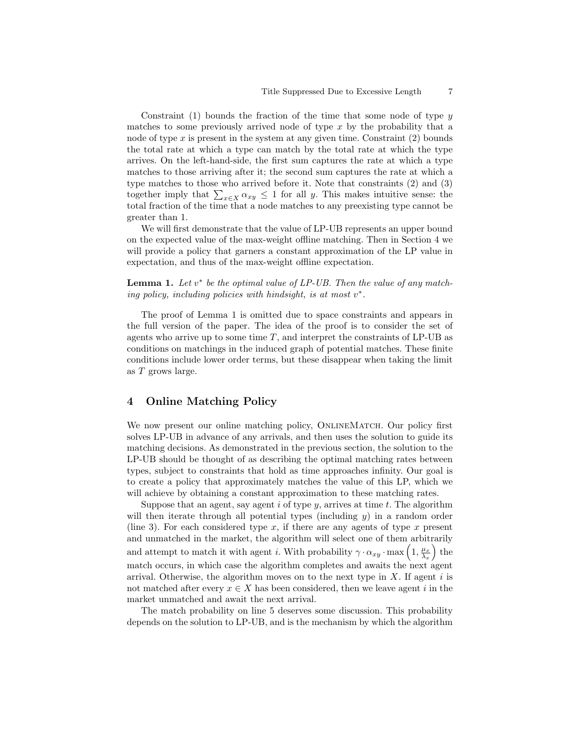Constraint (1) bounds the fraction of the time that some node of type $y$ matches to some previously arrived node of type $x$ by the probability that a node of type $x$ is present in the system at any given time. Constraint (2) bounds the total rate at which a type can match by the total rate at which the type arrives. On the left-hand-side, the first sum captures the rate at which a type matches to those arriving after it; the second sum captures the rate at which a type matches to those who arrived before it. Note that constraints (2) and (3) together imply that $\sum_{x \in X} \alpha_{xy} \leq 1$ for all $y$. This makes intuitive sense: the total fraction of the time that a node matches to any preexisting type cannot be greater than 1.

We will first demonstrate that the value of LP-UB represents an upper bound on the expected value of the max-weight offline matching. Then in Section 4 we will provide a policy that garners a constant approximation of the LP value in expectation, and thus of the max-weight offline expectation.

**Lemma 1.** *Let $v^*$ be the optimal value of LP-UB. Then the value of any matching policy, including policies with hindsight, is at most $v^*$.*

The proof of Lemma 1 is omitted due to space constraints and appears in the full version of the paper. The idea of the proof is to consider the set of agents who arrive up to some time $T$, and interpret the constraints of LP-UB as conditions on matchings in the induced graph of potential matches. These finite conditions include lower order terms, but these disappear when taking the limit as $T$ grows large.

## 4 Online Matching Policy

We now present our online matching policy, OnlineMatch. Our policy first solves LP-UB in advance of any arrivals, and then uses the solution to guide its matching decisions. As demonstrated in the previous section, the solution to the LP-UB should be thought of as describing the optimal matching rates between types, subject to constraints that hold as time approaches infinity. Our goal is to create a policy that approximately matches the value of this LP, which we will achieve by obtaining a constant approximation to these matching rates.

Suppose that an agent, say agent $i$ of type $y$, arrives at time $t$. The algorithm will then iterate through all potential types (including $y$) in a random order (line 3). For each considered type $x$, if there are any agents of type $x$ present and unmatched in the market, the algorithm will select one of them arbitrarily and attempt to match it with agent $i$. With probability $\gamma \cdot \alpha_{xy} \cdot \max\left(1, \frac{\mu_x}{\lambda_x}\right)$ the match occurs, in which case the algorithm completes and awaits the next agent arrival. Otherwise, the algorithm moves on to the next type in $X$. If agent $i$ is not matched after every $x \in X$ has been considered, then we leave agent $i$ in the market unmatched and await the next arrival.

The match probability on line 5 deserves some discussion. This probability depends on the solution to LP-UB, and is the mechanism by which the algorithm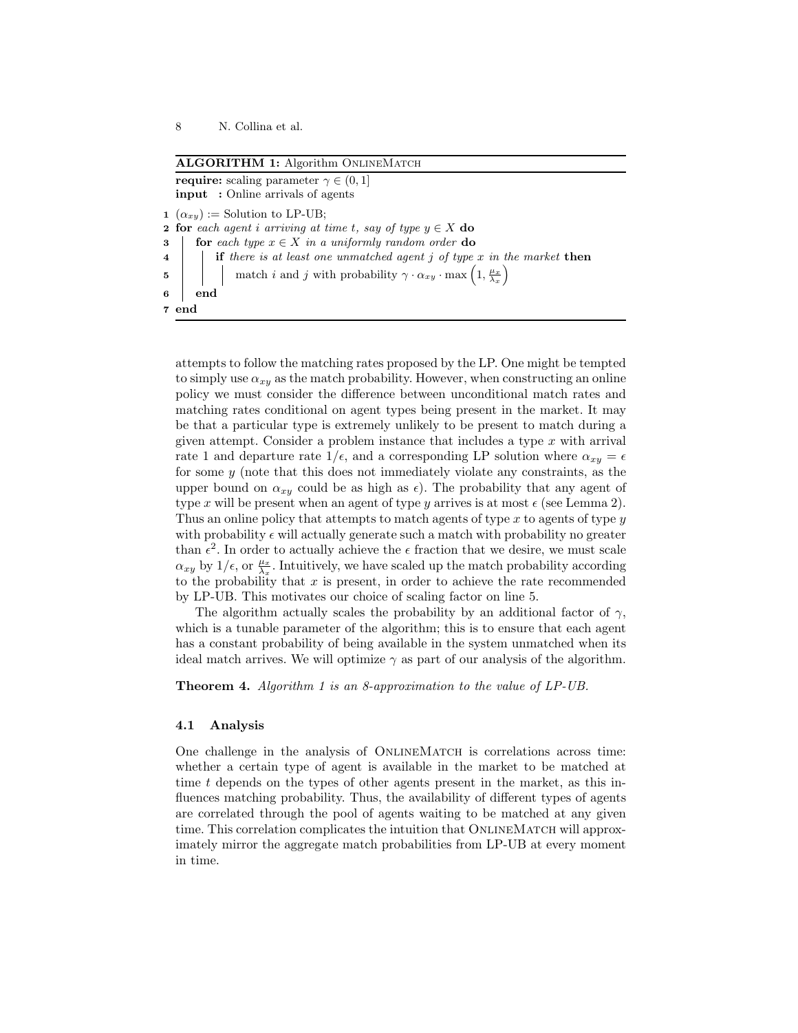**ALGORITHM 1:** Algorithm OnlineMatch

```
require: scaling parameter γ ∈ (0, 1]
input  : Online arrivals of agents
1 (α_xy) := Solution to LP-UB;
2 for each agent i arriving at time t, say of type y ∈ X do
3     for each type x ∈ X in a uniformly random order do
4         if there is at least one unmatched agent j of type x in the market then
5             match i and j with probability γ · α_xy · max(1, μ_x/λ_x)
6     end
7 end
```

attempts to follow the matching rates proposed by the LP. One might be tempted to simply use $\alpha_{xy}$ as the match probability. However, when constructing an online policy we must consider the difference between unconditional match rates and matching rates conditional on agent types being present in the market. It may be that a particular type is extremely unlikely to be present to match during a given attempt. Consider a problem instance that includes a type $x$ with arrival rate 1 and departure rate $1/\epsilon$, and a corresponding LP solution where $\alpha_{xy} = \epsilon$ for some $y$ (note that this does not immediately violate any constraints, as the upper bound on $\alpha_{xy}$ could be as high as $\epsilon$). The probability that any agent of type $x$ will be present when an agent of type $y$ arrives is at most $\epsilon$ (see Lemma 2). Thus an online policy that attempts to match agents of type $x$ to agents of type $y$ with probability $\epsilon$ will actually generate such a match with probability no greater than $\epsilon^2$. In order to actually achieve the $\epsilon$ fraction that we desire, we must scale $\alpha_{xy}$ by $1/\epsilon$, or $\frac{\mu_x}{\lambda_x}$. Intuitively, we have scaled up the match probability according to the probability that $x$ is present, in order to achieve the rate recommended by LP-UB. This motivates our choice of scaling factor on line 5.

The algorithm actually scales the probability by an additional factor of $\gamma$, which is a tunable parameter of the algorithm; this is to ensure that each agent has a constant probability of being available in the system unmatched when its ideal match arrives. We will optimize $\gamma$ as part of our analysis of the algorithm.

**Theorem 4.** *Algorithm 1 is an 8-approximation to the value of LP-UB.*

### 4.1 Analysis

One challenge in the analysis of OnlineMatch is correlations across time: whether a certain type of agent is available in the market to be matched at time $t$ depends on the types of other agents present in the market, as this influences matching probability. Thus, the availability of different types of agents are correlated through the pool of agents waiting to be matched at any given time. This correlation complicates the intuition that OnlineMatch will approximately mirror the aggregate match probabilities from LP-UB at every moment in time.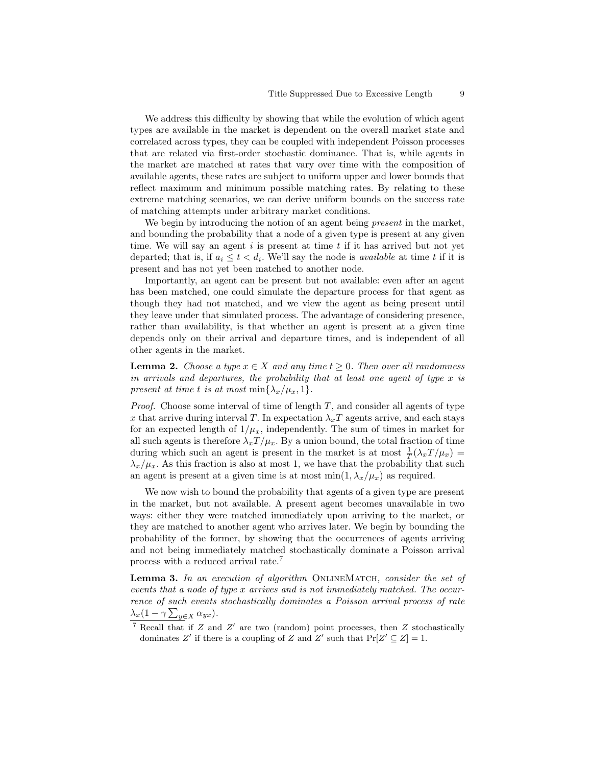We address this difficulty by showing that while the evolution of which agent types are available in the market is dependent on the overall market state and correlated across types, they can be coupled with independent Poisson processes that are related via first-order stochastic dominance. That is, while agents in the market are matched at rates that vary over time with the composition of available agents, these rates are subject to uniform upper and lower bounds that reflect maximum and minimum possible matching rates. By relating to these extreme matching scenarios, we can derive uniform bounds on the success rate of matching attempts under arbitrary market conditions.

We begin by introducing the notion of an agent being *present* in the market, and bounding the probability that a node of a given type is present at any given time. We will say an agent $i$ is present at time $t$ if it has arrived but not yet departed; that is, if $a_i \leq t < d_i$. We'll say the node is *available* at time $t$ if it is present and has not yet been matched to another node.

Importantly, an agent can be present but not available: even after an agent has been matched, one could simulate the departure process for that agent as though they had not matched, and we view the agent as being present until they leave under that simulated process. The advantage of considering presence, rather than availability, is that whether an agent is present at a given time depends only on their arrival and departure times, and is independent of all other agents in the market.

**Lemma 2.** *Choose a type $x \in X$ and any time $t \geq 0$. Then over all randomness in arrivals and departures, the probability that at least one agent of type $x$ is present at time $t$ is at most $\min\{\lambda_x/\mu_x, 1\}$.*

*Proof.* Choose some interval of time of length $T$, and consider all agents of type $x$ that arrive during interval $T$. In expectation $\lambda_x T$ agents arrive, and each stays for an expected length of $1/\mu_x$, independently. The sum of times in market for all such agents is therefore $\lambda_x T/\mu_x$. By a union bound, the total fraction of time during which such an agent is present in the market is at most $\frac{1}{T}(\lambda_x T/\mu_x) = \lambda_x/\mu_x$. As this fraction is also at most 1, we have that the probability that such an agent is present at a given time is at most $\min(1, \lambda_x/\mu_x)$ as required.

We now wish to bound the probability that agents of a given type are present in the market, but not available. A present agent becomes unavailable in two ways: either they were matched immediately upon arriving to the market, or they are matched to another agent who arrives later. We begin by bounding the probability of the former, by showing that the occurrences of agents arriving and not being immediately matched stochastically dominate a Poisson arrival process with a reduced arrival rate.[7]

**Lemma 3.** *In an execution of algorithm* OnlineMatch*, consider the set of events that a node of type $x$ arrives and is not immediately matched. The occurrence of such events stochastically dominates a Poisson arrival process of rate $\lambda_x(1 - \gamma \sum_{y \in X} \alpha_{yx})$.*

[7] Recall that if $Z$ and $Z'$ are two (random) point processes, then $Z$ stochastically dominates $Z'$ if there is a coupling of $Z$ and $Z'$ such that $\Pr[Z' \subseteq Z] = 1$.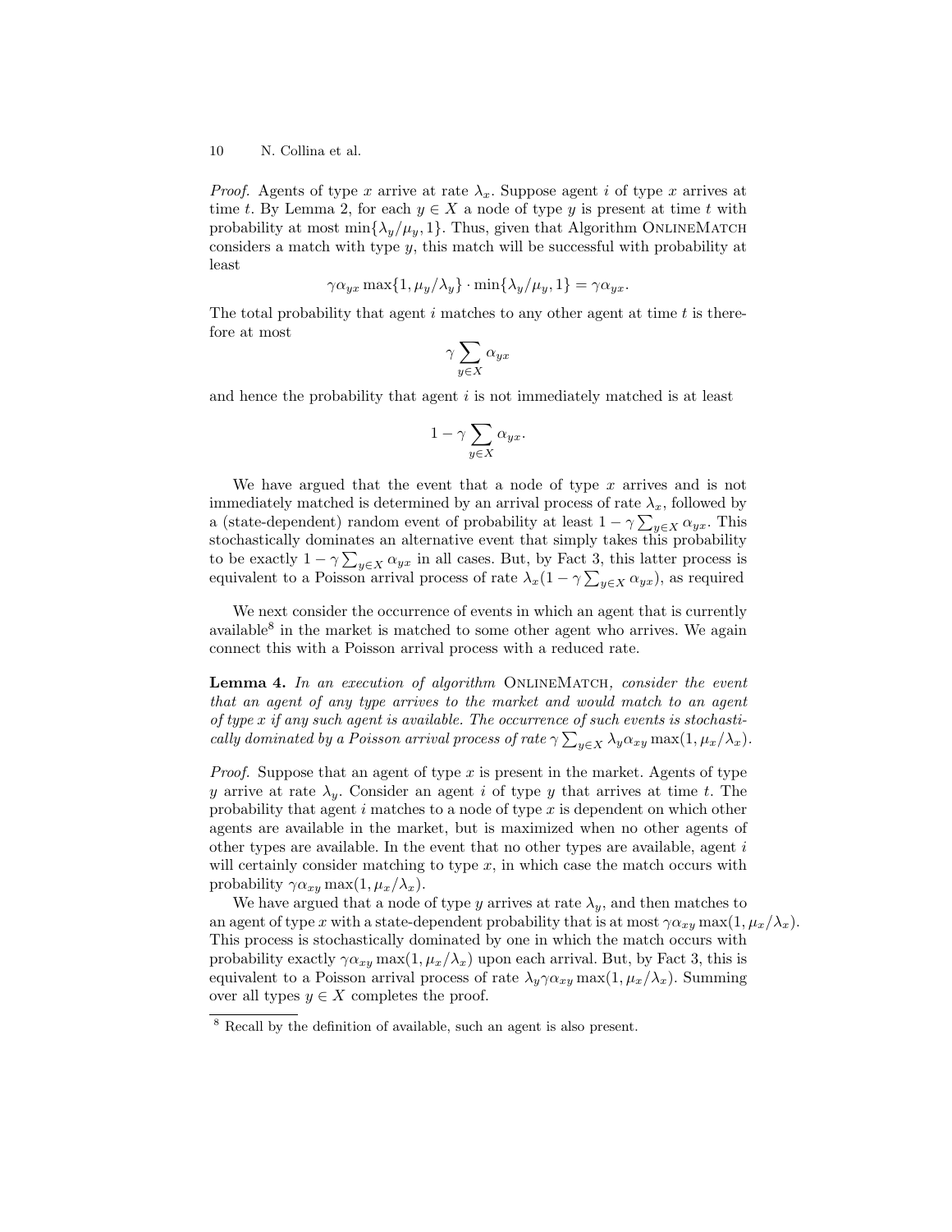*Proof.* Agents of type $x$ arrive at rate $\lambda_x$. Suppose agent $i$ of type $x$ arrives at time $t$. By Lemma 2, for each $y \in X$ a node of type $y$ is present at time $t$ with probability at most $\min\{\lambda_y/\mu_y, 1\}$. Thus, given that Algorithm OnlineMatch considers a match with type $y$, this match will be successful with probability at least

$$\gamma\alpha_{yx} \max\{1, \mu_y/\lambda_y\} \cdot \min\{\lambda_y/\mu_y, 1\} = \gamma\alpha_{yx}.$$

The total probability that agent $i$ matches to any other agent at time $t$ is therefore at most

$$\gamma \sum_{y \in X} \alpha_{yx}$$

and hence the probability that agent $i$ is not immediately matched is at least

$$1 - \gamma \sum_{y \in X} \alpha_{yx}.$$

We have argued that the event that a node of type $x$ arrives and is not immediately matched is determined by an arrival process of rate $\lambda_x$, followed by a (state-dependent) random event of probability at least $1 - \gamma \sum_{y \in X} \alpha_{yx}$. This stochastically dominates an alternative event that simply takes this probability to be exactly $1 - \gamma \sum_{y \in X} \alpha_{yx}$ in all cases. But, by Fact 3, this latter process is equivalent to a Poisson arrival process of rate $\lambda_x(1 - \gamma \sum_{y \in X} \alpha_{yx})$, as required

We next consider the occurrence of events in which an agent that is currently available[8] in the market is matched to some other agent who arrives. We again connect this with a Poisson arrival process with a reduced rate.

**Lemma 4.** *In an execution of algorithm* OnlineMatch*, consider the event that an agent of any type arrives to the market and would match to an agent of type $x$ if any such agent is available. The occurrence of such events is stochastically dominated by a Poisson arrival process of rate $\gamma \sum_{y \in X} \lambda_y \alpha_{xy} \max(1, \mu_x/\lambda_x)$.*

*Proof.* Suppose that an agent of type $x$ is present in the market. Agents of type $y$ arrive at rate $\lambda_y$. Consider an agent $i$ of type $y$ that arrives at time $t$. The probability that agent $i$ matches to a node of type $x$ is dependent on which other agents are available in the market, but is maximized when no other agents of other types are available. In the event that no other types are available, agent $i$ will certainly consider matching to type $x$, in which case the match occurs with probability $\gamma\alpha_{xy} \max(1, \mu_x/\lambda_x)$.

We have argued that a node of type $y$ arrives at rate $\lambda_y$, and then matches to an agent of type $x$ with a state-dependent probability that is at most $\gamma\alpha_{xy} \max(1, \mu_x/\lambda_x)$. This process is stochastically dominated by one in which the match occurs with probability exactly $\gamma\alpha_{xy} \max(1, \mu_x/\lambda_x)$ upon each arrival. But, by Fact 3, this is equivalent to a Poisson arrival process of rate $\lambda_y \gamma\alpha_{xy} \max(1, \mu_x/\lambda_x)$. Summing over all types $y \in X$ completes the proof.

[8] Recall by the definition of available, such an agent is also present.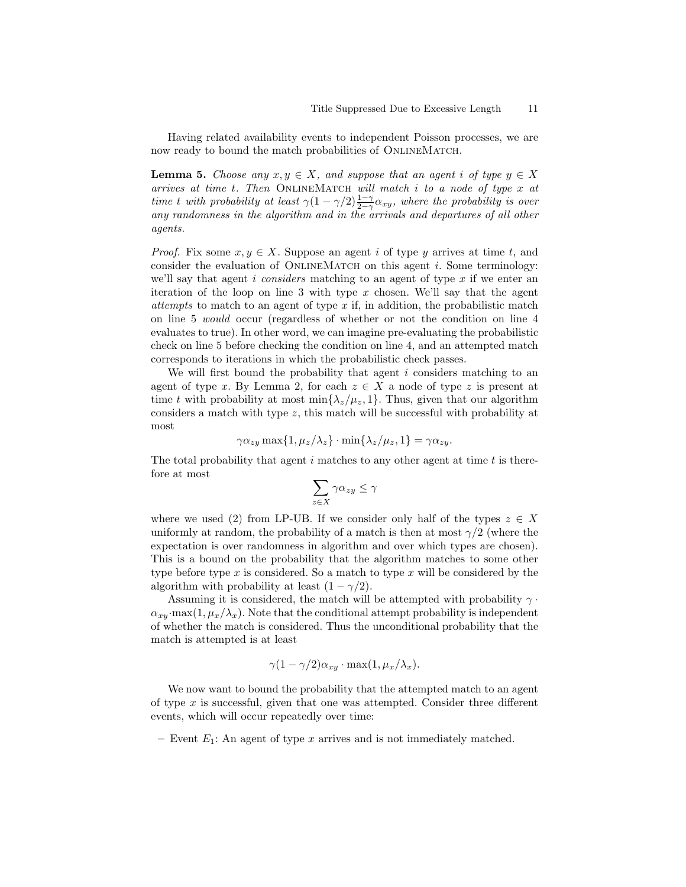Having related availability events to independent Poisson processes, we are now ready to bound the match probabilities of OnlineMatch.

**Lemma 5.** *Choose any $x, y \in X$, and suppose that an agent $i$ of type $y \in X$ arrives at time $t$. Then* OnlineMatch *will match $i$ to a node of type $x$ at time $t$ with probability at least $\gamma(1-\gamma/2)\frac{1-\gamma}{2-\gamma}\alpha_{xy}$, where the probability is over any randomness in the algorithm and in the arrivals and departures of all other agents.*

*Proof.* Fix some $x, y \in X$. Suppose an agent $i$ of type $y$ arrives at time $t$, and consider the evaluation of OnlineMatch on this agent $i$. Some terminology: we'll say that agent $i$ *considers* matching to an agent of type $x$ if we enter an iteration of the loop on line 3 with type $x$ chosen. We'll say that the agent *attempts* to match to an agent of type $x$ if, in addition, the probabilistic match on line 5 *would* occur (regardless of whether or not the condition on line 4 evaluates to true). In other word, we can imagine pre-evaluating the probabilistic check on line 5 before checking the condition on line 4, and an attempted match corresponds to iterations in which the probabilistic check passes.

We will first bound the probability that agent $i$ considers matching to an agent of type $x$. By Lemma 2, for each $z \in X$ a node of type $z$ is present at time $t$ with probability at most $\min\{\lambda_z/\mu_z, 1\}$. Thus, given that our algorithm considers a match with type $z$, this match will be successful with probability at most

$$\gamma\alpha_{zy} \max\{1, \mu_z/\lambda_z\} \cdot \min\{\lambda_z/\mu_z, 1\} = \gamma\alpha_{zy}.$$

The total probability that agent $i$ matches to any other agent at time $t$ is therefore at most

$$\sum_{z \in X} \gamma\alpha_{zy} \leq \gamma$$

where we used (2) from LP-UB. If we consider only half of the types $z \in X$ uniformly at random, the probability of a match is then at most $\gamma/2$ (where the expectation is over randomness in algorithm and over which types are chosen). This is a bound on the probability that the algorithm matches to some other type before type $x$ is considered. So a match to type $x$ will be considered by the algorithm with probability at least $(1-\gamma/2)$.

Assuming it is considered, the match will be attempted with probability $\gamma \cdot \alpha_{xy} \cdot \max(1, \mu_x/\lambda_x)$. Note that the conditional attempt probability is independent of whether the match is considered. Thus the unconditional probability that the match is attempted is at least

$$\gamma(1-\gamma/2)\alpha_{xy} \cdot \max(1, \mu_x/\lambda_x).$$

We now want to bound the probability that the attempted match to an agent of type $x$ is successful, given that one was attempted. Consider three different events, which will occur repeatedly over time:

– Event $E_1$: An agent of type $x$ arrives and is not immediately matched.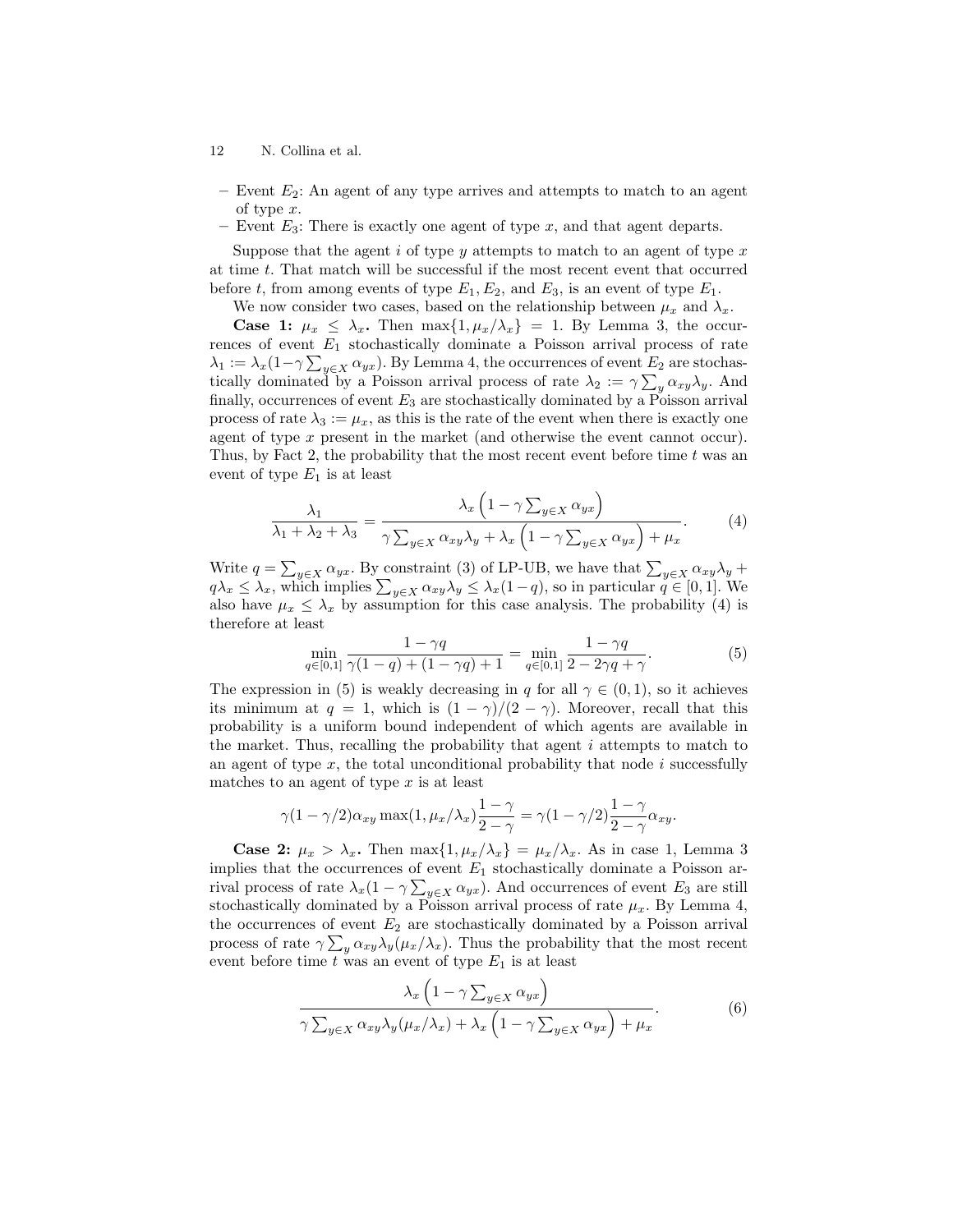- Event $E_2$: An agent of any type arrives and attempts to match to an agent of type $x$.
- Event $E_3$: There is exactly one agent of type $x$, and that agent departs.

Suppose that the agent $i$ of type $y$ attempts to match to an agent of type $x$ at time $t$. That match will be successful if the most recent event that occurred before $t$, from among events of type $E_1, E_2$, and $E_3$, is an event of type $E_1$.

We now consider two cases, based on the relationship between $\mu_x$ and $\lambda_x$.

**Case 1: $\mu_x \leq \lambda_x$.** Then $\max\{1, \mu_x/\lambda_x\} = 1$. By Lemma 3, the occurrences of event $E_1$ stochastically dominate a Poisson arrival process of rate $\lambda_1 := \lambda_x(1-\gamma\sum_{y\in X}\alpha_{yx})$. By Lemma 4, the occurrences of event $E_2$ are stochastically dominated by a Poisson arrival process of rate $\lambda_2 := \gamma\sum_y \alpha_{xy}\lambda_y$. And finally, occurrences of event $E_3$ are stochastically dominated by a Poisson arrival process of rate $\lambda_3 := \mu_x$, as this is the rate of the event when there is exactly one agent of type $x$ present in the market (and otherwise the event cannot occur). Thus, by Fact 2, the probability that the most recent event before time $t$ was an event of type $E_1$ is at least

$$\frac{\lambda_1}{\lambda_1+\lambda_2+\lambda_3} = \frac{\lambda_x\left(1-\gamma\sum_{y\in X}\alpha_{yx}\right)}{\gamma\sum_{y\in X}\alpha_{xy}\lambda_y + \lambda_x\left(1-\gamma\sum_{y\in X}\alpha_{yx}\right)+\mu_x}. \tag{4}$$

Write $q = \sum_{y\in X}\alpha_{yx}$. By constraint (3) of LP-UB, we have that $\sum_{y\in X}\alpha_{xy}\lambda_y + q\lambda_x \leq \lambda_x$, which implies $\sum_{y\in X}\alpha_{xy}\lambda_y \leq \lambda_x(1-q)$, so in particular $q \in [0,1]$. We also have $\mu_x \leq \lambda_x$ by assumption for this case analysis. The probability (4) is therefore at least

$$\min_{q\in[0,1]} \frac{1-\gamma q}{\gamma(1-q)+(1-\gamma q)+1} = \min_{q\in[0,1]} \frac{1-\gamma q}{2-2\gamma q+\gamma}. \tag{5}$$

The expression in (5) is weakly decreasing in $q$ for all $\gamma \in (0,1)$, so it achieves its minimum at $q = 1$, which is $(1-\gamma)/(2-\gamma)$. Moreover, recall that this probability is a uniform bound independent of which agents are available in the market. Thus, recalling the probability that agent $i$ attempts to match to an agent of type $x$, the total unconditional probability that node $i$ successfully matches to an agent of type $x$ is at least

$$\gamma(1-\gamma/2)\alpha_{xy}\max(1, \mu_x/\lambda_x)\frac{1-\gamma}{2-\gamma} = \gamma(1-\gamma/2)\frac{1-\gamma}{2-\gamma}\alpha_{xy}.$$

**Case 2: $\mu_x > \lambda_x$.** Then $\max\{1, \mu_x/\lambda_x\} = \mu_x/\lambda_x$. As in case 1, Lemma 3 implies that the occurrences of event $E_1$ stochastically dominate a Poisson arrival process of rate $\lambda_x(1-\gamma\sum_{y\in X}\alpha_{yx})$. And occurrences of event $E_3$ are still stochastically dominated by a Poisson arrival process of rate $\mu_x$. By Lemma 4, the occurrences of event $E_2$ are stochastically dominated by a Poisson arrival process of rate $\gamma\sum_y\alpha_{xy}\lambda_y(\mu_x/\lambda_x)$. Thus the probability that the most recent event before time $t$ was an event of type $E_1$ is at least

$$\frac{\lambda_x\left(1-\gamma\sum_{y\in X}\alpha_{yx}\right)}{\gamma\sum_{y\in X}\alpha_{xy}\lambda_y(\mu_x/\lambda_x) + \lambda_x\left(1-\gamma\sum_{y\in X}\alpha_{yx}\right)+\mu_x}. \tag{6}$$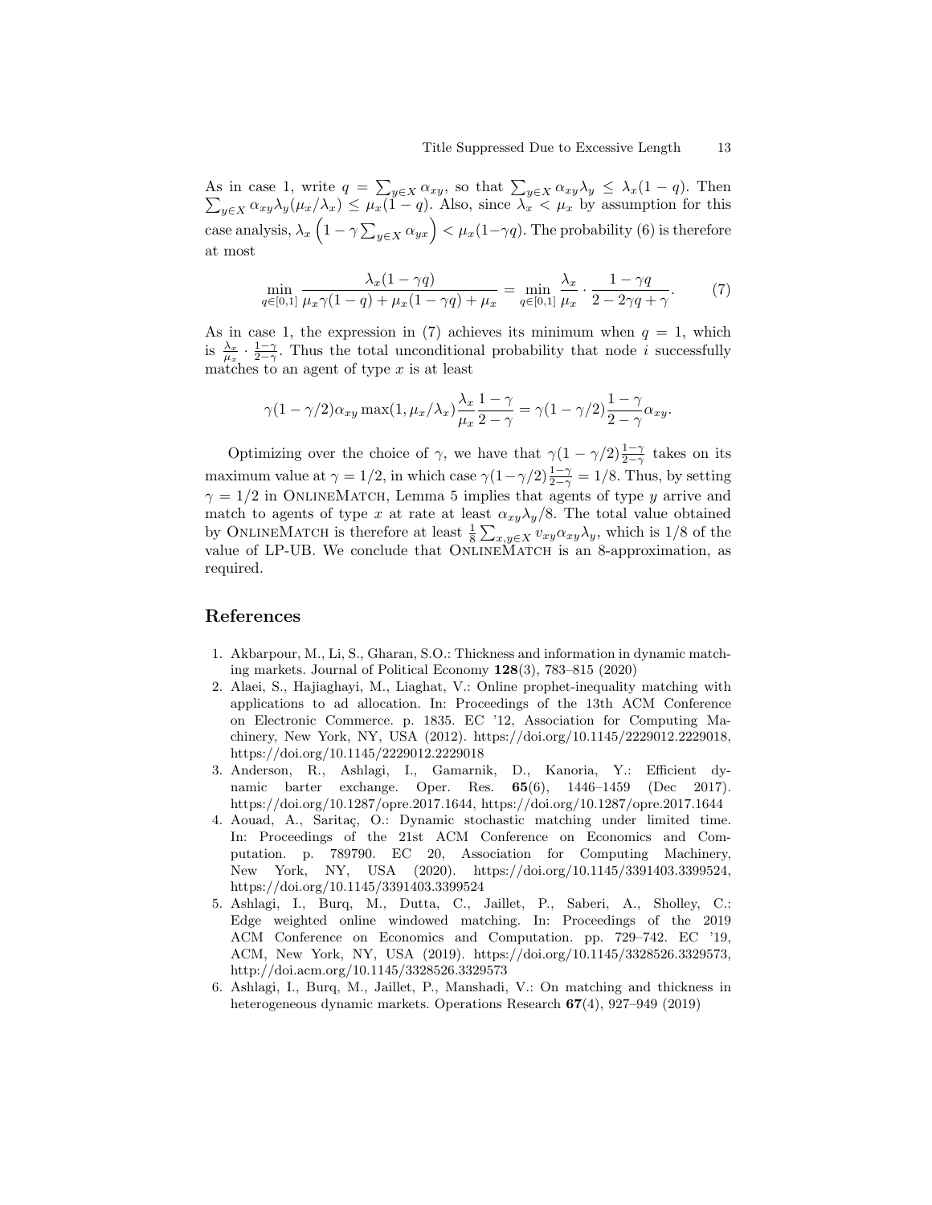As in case 1, write $q = \sum_{y \in X} \alpha_{xy}$, so that $\sum_{y \in X} \alpha_{xy} \lambda_y \leq \lambda_x(1-q)$. Then $\sum_{y \in X} \alpha_{xy} \lambda_y (\mu_x / \lambda_x) \leq \mu_x(1-q)$. Also, since $\lambda_x < \mu_x$ by assumption for this case analysis, $\lambda_x \left(1 - \gamma \sum_{y \in X} \alpha_{yx}\right) < \mu_x(1-\gamma q)$. The probability (6) is therefore at most

$$\min_{q \in [0,1]} \frac{\lambda_x(1-\gamma q)}{\mu_x \gamma(1-q) + \mu_x(1-\gamma q) + \mu_x} = \min_{q \in [0,1]} \frac{\lambda_x}{\mu_x} \cdot \frac{1-\gamma q}{2 - 2\gamma q + \gamma}. \tag{7}$$

As in case 1, the expression in (7) achieves its minimum when $q = 1$, which is $\frac{\lambda_x}{\mu_x} \cdot \frac{1-\gamma}{2-\gamma}$. Thus the total unconditional probability that node $i$ successfully matches to an agent of type $x$ is at least

$$\gamma(1-\gamma/2)\alpha_{xy} \max(1, \mu_x/\lambda_x) \frac{\lambda_x}{\mu_x} \frac{1-\gamma}{2-\gamma} = \gamma(1-\gamma/2)\frac{1-\gamma}{2-\gamma}\alpha_{xy}.$$

Optimizing over the choice of $\gamma$, we have that $\gamma(1-\gamma/2)\frac{1-\gamma}{2-\gamma}$ takes on its maximum value at $\gamma = 1/2$, in which case $\gamma(1-\gamma/2)\frac{1-\gamma}{2-\gamma} = 1/8$. Thus, by setting $\gamma = 1/2$ in OnlineMatch, Lemma 5 implies that agents of type $y$ arrive and match to agents of type $x$ at rate at least $\alpha_{xy}\lambda_y/8$. The total value obtained by OnlineMatch is therefore at least $\frac{1}{8}\sum_{x,y \in X} v_{xy}\alpha_{xy}\lambda_y$, which is 1/8 of the value of LP-UB. We conclude that OnlineMatch is an 8-approximation, as required.

## References

1. Akbarpour, M., Li, S., Gharan, S.O.: Thickness and information in dynamic matching markets. Journal of Political Economy **128**(3), 783–815 (2020)
2. Alaei, S., Hajiaghayi, M., Liaghat, V.: Online prophet-inequality matching with applications to ad allocation. In: Proceedings of the 13th ACM Conference on Electronic Commerce. p. 1835. EC '12, Association for Computing Machinery, New York, NY, USA (2012). https://doi.org/10.1145/2229012.2229018, https://doi.org/10.1145/2229012.2229018
3. Anderson, R., Ashlagi, I., Gamarnik, D., Kanoria, Y.: Efficient dynamic barter exchange. Oper. Res. **65**(6), 1446–1459 (Dec 2017). https://doi.org/10.1287/opre.2017.1644, https://doi.org/10.1287/opre.2017.1644
4. Aouad, A., Saritaç, O.: Dynamic stochastic matching under limited time. In: Proceedings of the 21st ACM Conference on Economics and Computation. p. 789790. EC 20, Association for Computing Machinery, New York, NY, USA (2020). https://doi.org/10.1145/3391403.3399524, https://doi.org/10.1145/3391403.3399524
5. Ashlagi, I., Burq, M., Dutta, C., Jaillet, P., Saberi, A., Sholley, C.: Edge weighted online windowed matching. In: Proceedings of the 2019 ACM Conference on Economics and Computation. pp. 729–742. EC '19, ACM, New York, NY, USA (2019). https://doi.org/10.1145/3328526.3329573, http://doi.acm.org/10.1145/3328526.3329573
6. Ashlagi, I., Burq, M., Jaillet, P., Manshadi, V.: On matching and thickness in heterogeneous dynamic markets. Operations Research **67**(4), 927–949 (2019)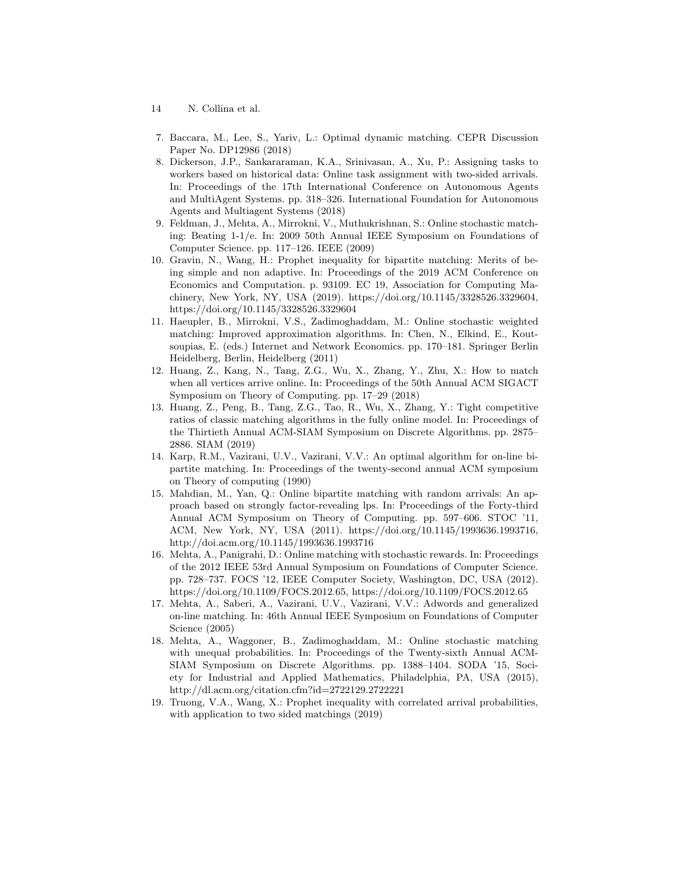7. Baccara, M., Lee, S., Yariv, L.: Optimal dynamic matching. CEPR Discussion Paper No. DP12986 (2018)
8. Dickerson, J.P., Sankararaman, K.A., Srinivasan, A., Xu, P.: Assigning tasks to workers based on historical data: Online task assignment with two-sided arrivals. In: Proceedings of the 17th International Conference on Autonomous Agents and MultiAgent Systems. pp. 318–326. International Foundation for Autonomous Agents and Multiagent Systems (2018)
9. Feldman, J., Mehta, A., Mirrokni, V., Muthukrishnan, S.: Online stochastic matching: Beating 1-1/e. In: 2009 50th Annual IEEE Symposium on Foundations of Computer Science. pp. 117–126. IEEE (2009)
10. Gravin, N., Wang, H.: Prophet inequality for bipartite matching: Merits of being simple and non adaptive. In: Proceedings of the 2019 ACM Conference on Economics and Computation. p. 93109. EC 19, Association for Computing Machinery, New York, NY, USA (2019). https://doi.org/10.1145/3328526.3329604, https://doi.org/10.1145/3328526.3329604
11. Haeupler, B., Mirrokni, V.S., Zadimoghaddam, M.: Online stochastic weighted matching: Improved approximation algorithms. In: Chen, N., Elkind, E., Koutsoupias, E. (eds.) Internet and Network Economics. pp. 170–181. Springer Berlin Heidelberg, Berlin, Heidelberg (2011)
12. Huang, Z., Kang, N., Tang, Z.G., Wu, X., Zhang, Y., Zhu, X.: How to match when all vertices arrive online. In: Proceedings of the 50th Annual ACM SIGACT Symposium on Theory of Computing. pp. 17–29 (2018)
13. Huang, Z., Peng, B., Tang, Z.G., Tao, R., Wu, X., Zhang, Y.: Tight competitive ratios of classic matching algorithms in the fully online model. In: Proceedings of the Thirtieth Annual ACM-SIAM Symposium on Discrete Algorithms. pp. 2875–2886. SIAM (2019)
14. Karp, R.M., Vazirani, U.V., Vazirani, V.V.: An optimal algorithm for on-line bipartite matching. In: Proceedings of the twenty-second annual ACM symposium on Theory of computing (1990)
15. Mahdian, M., Yan, Q.: Online bipartite matching with random arrivals: An approach based on strongly factor-revealing lps. In: Proceedings of the Forty-third Annual ACM Symposium on Theory of Computing. pp. 597–606. STOC '11, ACM, New York, NY, USA (2011). https://doi.org/10.1145/1993636.1993716, http://doi.acm.org/10.1145/1993636.1993716
16. Mehta, A., Panigrahi, D.: Online matching with stochastic rewards. In: Proceedings of the 2012 IEEE 53rd Annual Symposium on Foundations of Computer Science. pp. 728–737. FOCS '12, IEEE Computer Society, Washington, DC, USA (2012). https://doi.org/10.1109/FOCS.2012.65, https://doi.org/10.1109/FOCS.2012.65
17. Mehta, A., Saberi, A., Vazirani, U.V., Vazirani, V.V.: Adwords and generalized on-line matching. In: 46th Annual IEEE Symposium on Foundations of Computer Science (2005)
18. Mehta, A., Waggoner, B., Zadimoghaddam, M.: Online stochastic matching with unequal probabilities. In: Proceedings of the Twenty-sixth Annual ACM-SIAM Symposium on Discrete Algorithms. pp. 1388–1404. SODA '15, Society for Industrial and Applied Mathematics, Philadelphia, PA, USA (2015), http://dl.acm.org/citation.cfm?id=2722129.2722221
19. Truong, V.A., Wang, X.: Prophet inequality with correlated arrival probabilities, with application to two sided matchings (2019)